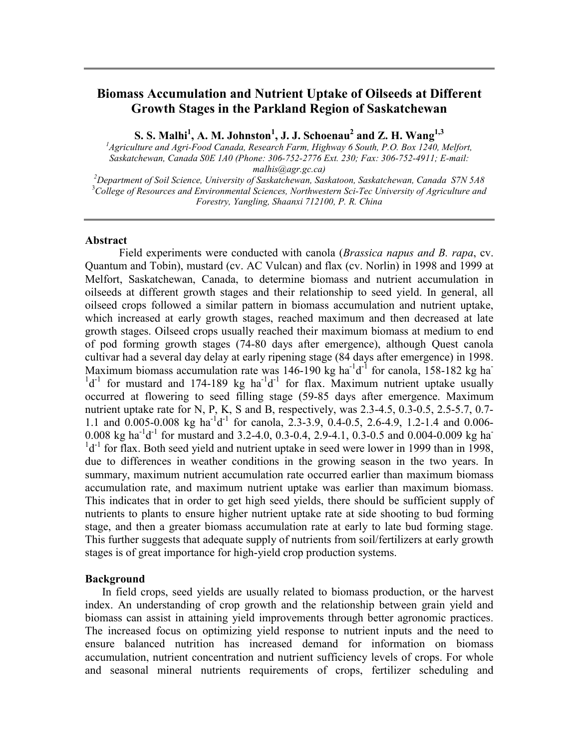# Biomass Accumulation and Nutrient Uptake of Oilseeds at Different Growth Stages in the Parkland Region of Saskatchewan

**S. S. Malhi[1], A. M. Johnston[1], J. J. Schoenau[2] and Z. H. Wang[1,3]**

[1]*Agriculture and Agri-Food Canada, Research Farm, Highway 6 South, P.O. Box 1240, Melfort, Saskatchewan, Canada S0E 1A0 (Phone: 306-752-2776 Ext. 230; Fax: 306-752-4911; E-mail: malhis@agr.gc.ca)*

[2]*Department of Soil Science, University of Saskatchewan, Saskatoon, Saskatchewan, Canada S7N 5A8*

[3]*College of Resources and Environmental Sciences, Northwestern Sci-Tec University of Agriculture and Forestry, Yangling, Shaanxi 712100, P. R. China*

## Abstract

Field experiments were conducted with canola (*Brassica napus and B. rapa*, cv. Quantum and Tobin), mustard (cv. AC Vulcan) and flax (cv. Norlin) in 1998 and 1999 at Melfort, Saskatchewan, Canada, to determine biomass and nutrient accumulation in oilseeds at different growth stages and their relationship to seed yield. In general, all oilseed crops followed a similar pattern in biomass accumulation and nutrient uptake, which increased at early growth stages, reached maximum and then decreased at late growth stages. Oilseed crops usually reached their maximum biomass at medium to end of pod forming growth stages (74-80 days after emergence), although Quest canola cultivar had a several day delay at early ripening stage (84 days after emergence) in 1998. Maximum biomass accumulation rate was 146-190 kg ha$^{-1}$d$^{-1}$ for canola, 158-182 kg ha$^{-1}$d$^{-1}$ for mustard and 174-189 kg ha$^{-1}$d$^{-1}$ for flax. Maximum nutrient uptake usually occurred at flowering to seed filling stage (59-85 days after emergence. Maximum nutrient uptake rate for N, P, K, S and B, respectively, was 2.3-4.5, 0.3-0.5, 2.5-5.7, 0.7-1.1 and 0.005-0.008 kg ha$^{-1}$d$^{-1}$ for canola, 2.3-3.9, 0.4-0.5, 2.6-4.9, 1.2-1.4 and 0.006-0.008 kg ha$^{-1}$d$^{-1}$ for mustard and 3.2-4.0, 0.3-0.4, 2.9-4.1, 0.3-0.5 and 0.004-0.009 kg ha$^{-1}$d$^{-1}$ for flax. Both seed yield and nutrient uptake in seed were lower in 1999 than in 1998, due to differences in weather conditions in the growing season in the two years. In summary, maximum nutrient accumulation rate occurred earlier than maximum biomass accumulation rate, and maximum nutrient uptake was earlier than maximum biomass. This indicates that in order to get high seed yields, there should be sufficient supply of nutrients to plants to ensure higher nutrient uptake rate at side shooting to bud forming stage, and then a greater biomass accumulation rate at early to late bud forming stage. This further suggests that adequate supply of nutrients from soil/fertilizers at early growth stages is of great importance for high-yield crop production systems.

## Background

In field crops, seed yields are usually related to biomass production, or the harvest index. An understanding of crop growth and the relationship between grain yield and biomass can assist in attaining yield improvements through better agronomic practices. The increased focus on optimizing yield response to nutrient inputs and the need to ensure balanced nutrition has increased demand for information on biomass accumulation, nutrient concentration and nutrient sufficiency levels of crops. For whole and seasonal mineral nutrients requirements of crops, fertilizer scheduling and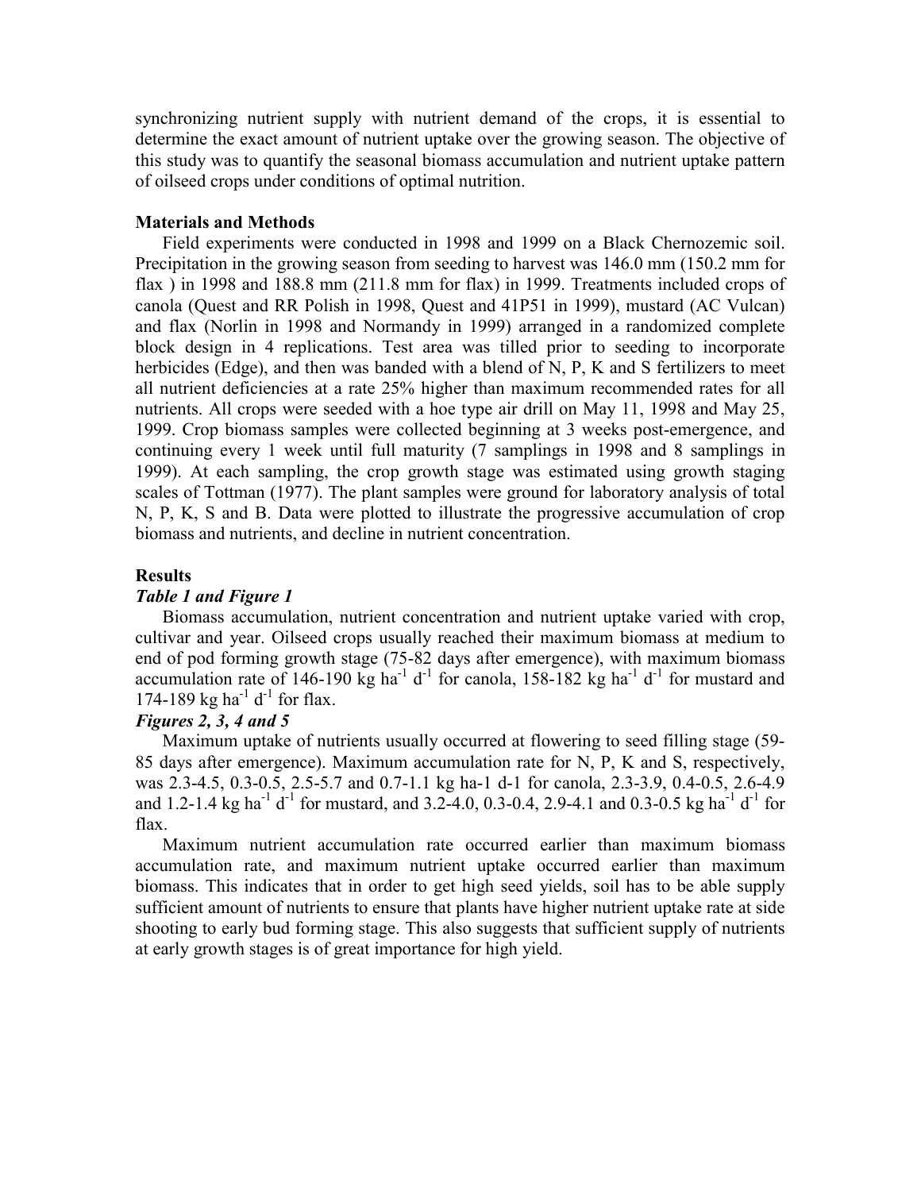synchronizing nutrient supply with nutrient demand of the crops, it is essential to determine the exact amount of nutrient uptake over the growing season. The objective of this study was to quantify the seasonal biomass accumulation and nutrient uptake pattern of oilseed crops under conditions of optimal nutrition.

**Materials and Methods**

Field experiments were conducted in 1998 and 1999 on a Black Chernozemic soil. Precipitation in the growing season from seeding to harvest was 146.0 mm (150.2 mm for flax ) in 1998 and 188.8 mm (211.8 mm for flax) in 1999. Treatments included crops of canola (Quest and RR Polish in 1998, Quest and 41P51 in 1999), mustard (AC Vulcan) and flax (Norlin in 1998 and Normandy in 1999) arranged in a randomized complete block design in 4 replications. Test area was tilled prior to seeding to incorporate herbicides (Edge), and then was banded with a blend of N, P, K and S fertilizers to meet all nutrient deficiencies at a rate 25% higher than maximum recommended rates for all nutrients. All crops were seeded with a hoe type air drill on May 11, 1998 and May 25, 1999. Crop biomass samples were collected beginning at 3 weeks post-emergence, and continuing every 1 week until full maturity (7 samplings in 1998 and 8 samplings in 1999). At each sampling, the crop growth stage was estimated using growth staging scales of Tottman (1977). The plant samples were ground for laboratory analysis of total N, P, K, S and B. Data were plotted to illustrate the progressive accumulation of crop biomass and nutrients, and decline in nutrient concentration.

**Results**

***Table 1 and Figure 1***

Biomass accumulation, nutrient concentration and nutrient uptake varied with crop, cultivar and year. Oilseed crops usually reached their maximum biomass at medium to end of pod forming growth stage (75-82 days after emergence), with maximum biomass accumulation rate of 146-190 kg $ha^{-1}$ $d^{-1}$ for canola, 158-182 kg $ha^{-1}$ $d^{-1}$ for mustard and 174-189 kg $ha^{-1}$ $d^{-1}$ for flax.

***Figures 2, 3, 4 and 5***

Maximum uptake of nutrients usually occurred at flowering to seed filling stage (59-85 days after emergence). Maximum accumulation rate for N, P, K and S, respectively, was 2.3-4.5, 0.3-0.5, 2.5-5.7 and 0.7-1.1 kg ha-1 d-1 for canola, 2.3-3.9, 0.4-0.5, 2.6-4.9 and 1.2-1.4 kg $ha^{-1}$ $d^{-1}$ for mustard, and 3.2-4.0, 0.3-0.4, 2.9-4.1 and 0.3-0.5 kg $ha^{-1}$ $d^{-1}$ for flax.

Maximum nutrient accumulation rate occurred earlier than maximum biomass accumulation rate, and maximum nutrient uptake occurred earlier than maximum biomass. This indicates that in order to get high seed yields, soil has to be able supply sufficient amount of nutrients to ensure that plants have higher nutrient uptake rate at side shooting to early bud forming stage. This also suggests that sufficient supply of nutrients at early growth stages is of great importance for high yield.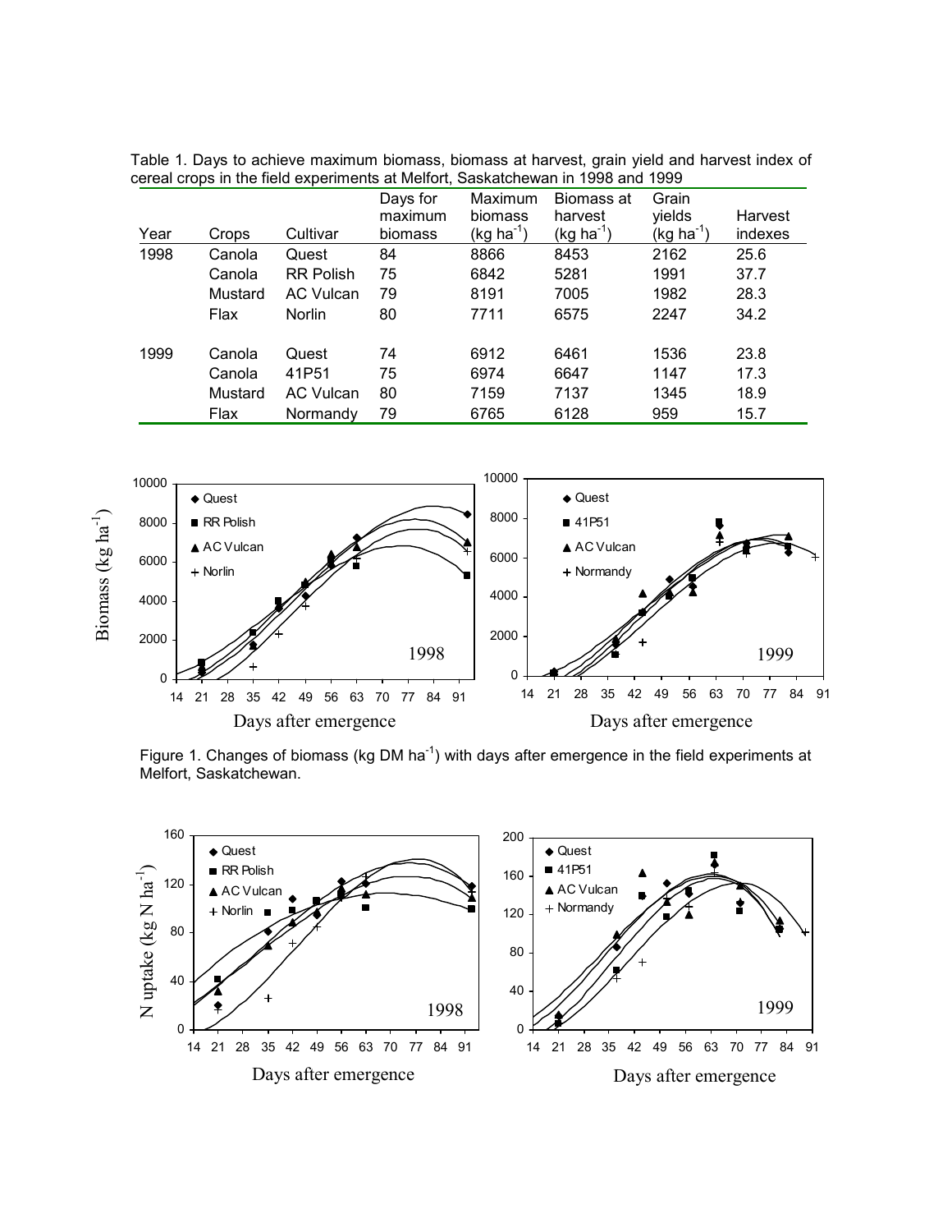Table 1. Days to achieve maximum biomass, biomass at harvest, grain yield and harvest index of cereal crops in the field experiments at Melfort, Saskatchewan in 1998 and 1999

| Year | Crops | Cultivar | Days for maximum biomass | Maximum biomass (kg ha$^{-1}$) | Biomass at harvest (kg ha$^{-1}$) | Grain yields (kg ha$^{-1}$) | Harvest indexes |
|---|---|---|---|---|---|---|---|
| 1998 | Canola | Quest | 84 | 8866 | 8453 | 2162 | 25.6 |
| | Canola | RR Polish | 75 | 6842 | 5281 | 1991 | 37.7 |
| | Mustard | AC Vulcan | 79 | 8191 | 7005 | 1982 | 28.3 |
| | Flax | Norlin | 80 | 7711 | 6575 | 2247 | 34.2 |
| 1999 | Canola | Quest | 74 | 6912 | 6461 | 1536 | 23.8 |
| | Canola | 41P51 | 75 | 6974 | 6647 | 1147 | 17.3 |
| | Mustard | AC Vulcan | 80 | 7159 | 7137 | 1345 | 18.9 |
| | Flax | Normandy | 79 | 6765 | 6128 | 959 | 15.7 |

Figure 1. Changes of biomass (kg DM ha$^{-1}$) with days after emergence in the field experiments at Melfort, Saskatchewan.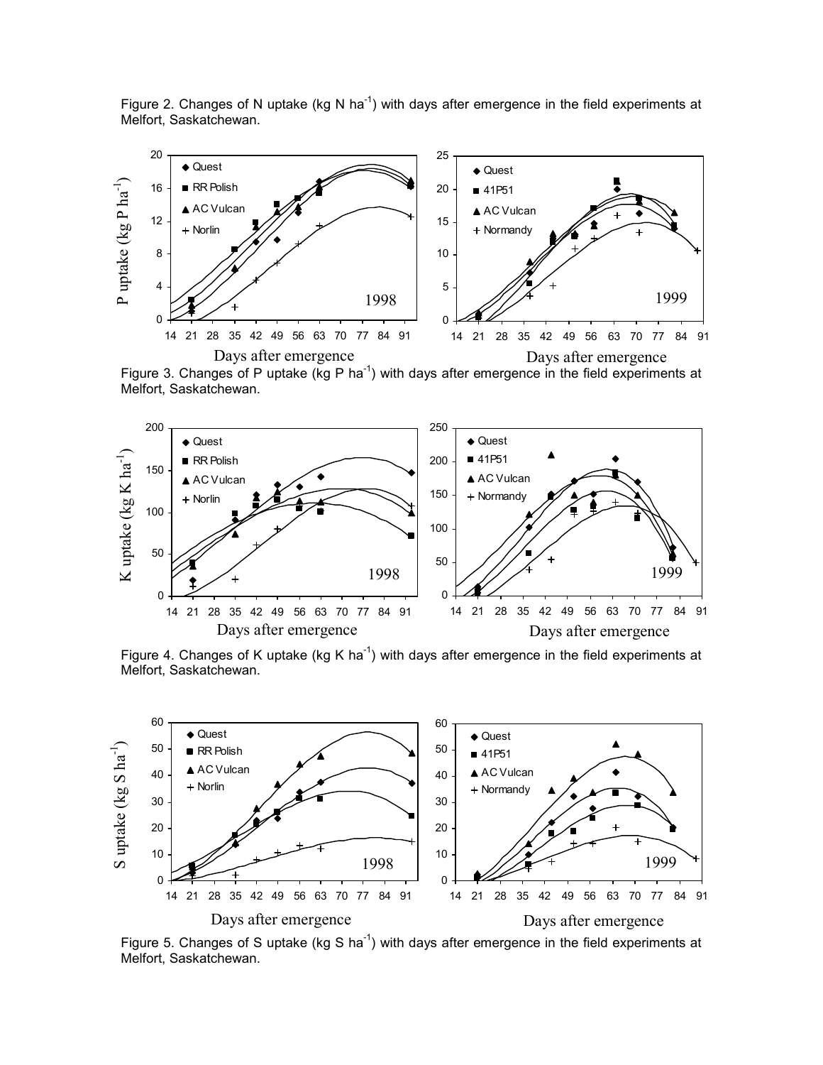Figure 2. Changes of N uptake (kg N ha$^{-1}$) with days after emergence in the field experiments at Melfort, Saskatchewan.

P uptake (kg P ha$^{-1}$)

Quest
RR Polish
AC Vulcan
Norlin

1998

Days after emergence

Quest
41P51
AC Vulcan
Normandy

1999

Days after emergence

Figure 3. Changes of P uptake (kg P ha$^{-1}$) with days after emergence in the field experiments at Melfort, Saskatchewan.

K uptake (kg K ha$^{-1}$)

Quest
RR Polish
AC Vulcan
Norlin

1998

Days after emergence

Quest
41P51
AC Vulcan
Normandy

1999

Days after emergence

Figure 4. Changes of K uptake (kg K ha$^{-1}$) with days after emergence in the field experiments at Melfort, Saskatchewan.

S uptake (kg S ha$^{-1}$)

Quest
RR Polish
AC Vulcan
Norlin

1998

Days after emergence

Quest
41P51
AC Vulcan
Normandy

1999

Days after emergence

Figure 5. Changes of S uptake (kg S ha$^{-1}$) with days after emergence in the field experiments at Melfort, Saskatchewan.